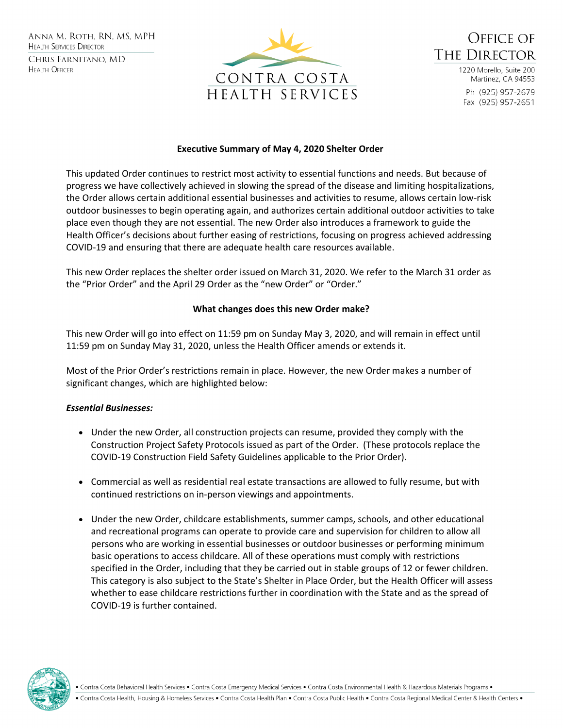Anna M. Roth, RN, MS, MPH
Health Services Director

Chris Farnitano, MD
Health Officer

CONTRA COSTA HEALTH SERVICES

Office of The Director
1220 Morello, Suite 200
Martinez, CA 94553
Ph (925) 957-2679
Fax (925) 957-2651

**Executive Summary of May 4, 2020 Shelter Order**

This updated Order continues to restrict most activity to essential functions and needs. But because of progress we have collectively achieved in slowing the spread of the disease and limiting hospitalizations, the Order allows certain additional essential businesses and activities to resume, allows certain low-risk outdoor businesses to begin operating again, and authorizes certain additional outdoor activities to take place even though they are not essential. The new Order also introduces a framework to guide the Health Officer's decisions about further easing of restrictions, focusing on progress achieved addressing COVID-19 and ensuring that there are adequate health care resources available.

This new Order replaces the shelter order issued on March 31, 2020. We refer to the March 31 order as the "Prior Order" and the April 29 Order as the "new Order" or "Order."

**What changes does this new Order make?**

This new Order will go into effect on 11:59 pm on Sunday May 3, 2020, and will remain in effect until 11:59 pm on Sunday May 31, 2020, unless the Health Officer amends or extends it.

Most of the Prior Order's restrictions remain in place. However, the new Order makes a number of significant changes, which are highlighted below:

***Essential Businesses:***

- Under the new Order, all construction projects can resume, provided they comply with the Construction Project Safety Protocols issued as part of the Order. (These protocols replace the COVID-19 Construction Field Safety Guidelines applicable to the Prior Order).
- Commercial as well as residential real estate transactions are allowed to fully resume, but with continued restrictions on in-person viewings and appointments.
- Under the new Order, childcare establishments, summer camps, schools, and other educational and recreational programs can operate to provide care and supervision for children to allow all persons who are working in essential businesses or outdoor businesses or performing minimum basic operations to access childcare. All of these operations must comply with restrictions specified in the Order, including that they be carried out in stable groups of 12 or fewer children. This category is also subject to the State's Shelter in Place Order, but the Health Officer will assess whether to ease childcare restrictions further in coordination with the State and as the spread of COVID-19 is further contained.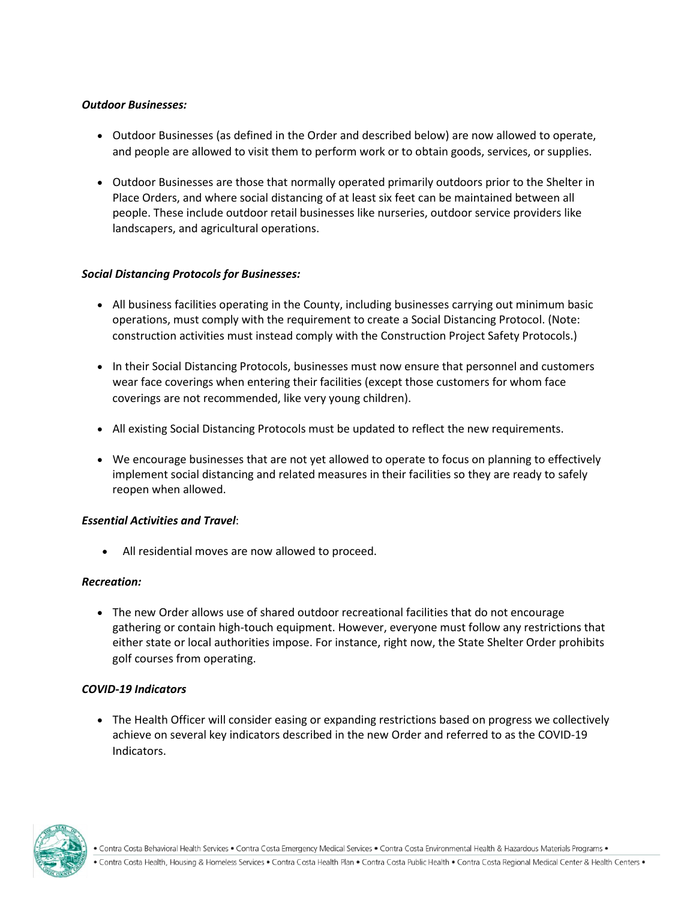***Outdoor Businesses:***

- Outdoor Businesses (as defined in the Order and described below) are now allowed to operate, and people are allowed to visit them to perform work or to obtain goods, services, or supplies.
- Outdoor Businesses are those that normally operated primarily outdoors prior to the Shelter in Place Orders, and where social distancing of at least six feet can be maintained between all people. These include outdoor retail businesses like nurseries, outdoor service providers like landscapers, and agricultural operations.

***Social Distancing Protocols for Businesses:***

- All business facilities operating in the County, including businesses carrying out minimum basic operations, must comply with the requirement to create a Social Distancing Protocol. (Note: construction activities must instead comply with the Construction Project Safety Protocols.)
- In their Social Distancing Protocols, businesses must now ensure that personnel and customers wear face coverings when entering their facilities (except those customers for whom face coverings are not recommended, like very young children).
- All existing Social Distancing Protocols must be updated to reflect the new requirements.
- We encourage businesses that are not yet allowed to operate to focus on planning to effectively implement social distancing and related measures in their facilities so they are ready to safely reopen when allowed.

***Essential Activities and Travel***:

- All residential moves are now allowed to proceed.

***Recreation:***

- The new Order allows use of shared outdoor recreational facilities that do not encourage gathering or contain high-touch equipment. However, everyone must follow any restrictions that either state or local authorities impose. For instance, right now, the State Shelter Order prohibits golf courses from operating.

***COVID-19 Indicators***

- The Health Officer will consider easing or expanding restrictions based on progress we collectively achieve on several key indicators described in the new Order and referred to as the COVID-19 Indicators.